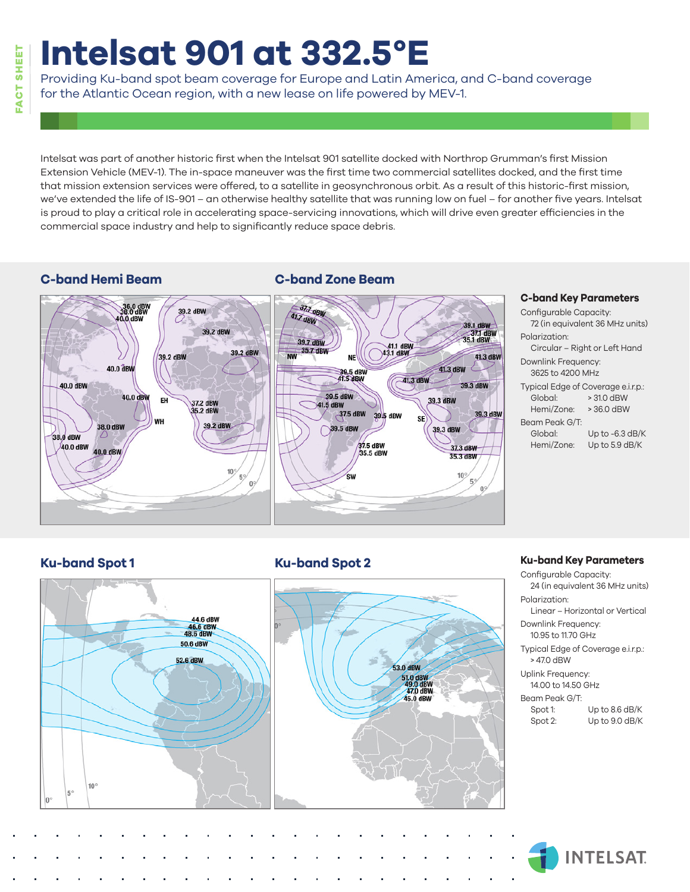# Intelsat 901 at 332.5°E

Providing Ku-band spot beam coverage for Europe and Latin America, and C-band coverage for the Atlantic Ocean region, with a new lease on life powered by MEV-1.

Intelsat was part of another historic first when the Intelsat 901 satellite docked with Northrop Grumman's first Mission Extension Vehicle (MEV-1). The in-space maneuver was the first time two commercial satellites docked, and the first time that mission extension services were offered, to a satellite in geosynchronous orbit. As a result of this historic-first mission, we've extended the life of IS-901 – an otherwise healthy satellite that was running low on fuel – for another five years. Intelsat is proud to play a critical role in accelerating space-servicing innovations, which will drive even greater efficiencies in the commercial space industry and help to significantly reduce space debris.

## C-band Hemi Beam

## C-band Zone Beam

### C-band Key Parameters

Configurable Capacity:
72 (in equivalent 36 MHz units)

Polarization:
Circular – Right or Left Hand

Downlink Frequency:
3625 to 4200 MHz

Typical Edge of Coverage e.i.r.p.:

| | |
|---|---|
| Global: | > 31.0 dBW |
| Hemi/Zone: | > 36.0 dBW |

Beam Peak G/T:

| | |
|---|---|
| Global: | Up to -6.3 dB/K |
| Hemi/Zone: | Up to 5.9 dB/K |

## Ku-band Spot 1

## Ku-band Spot 2

### Ku-band Key Parameters

Configurable Capacity:
24 (in equivalent 36 MHz units)

Polarization:
Linear – Horizontal or Vertical

Downlink Frequency:
10.95 to 11.70 GHz

Typical Edge of Coverage e.i.r.p.:
> 47.0 dBW

Uplink Frequency:
14.00 to 14.50 GHz

Beam Peak G/T:

| | |
|---|---|
| Spot 1: | Up to 8.6 dB/K |
| Spot 2: | Up to 9.0 dB/K |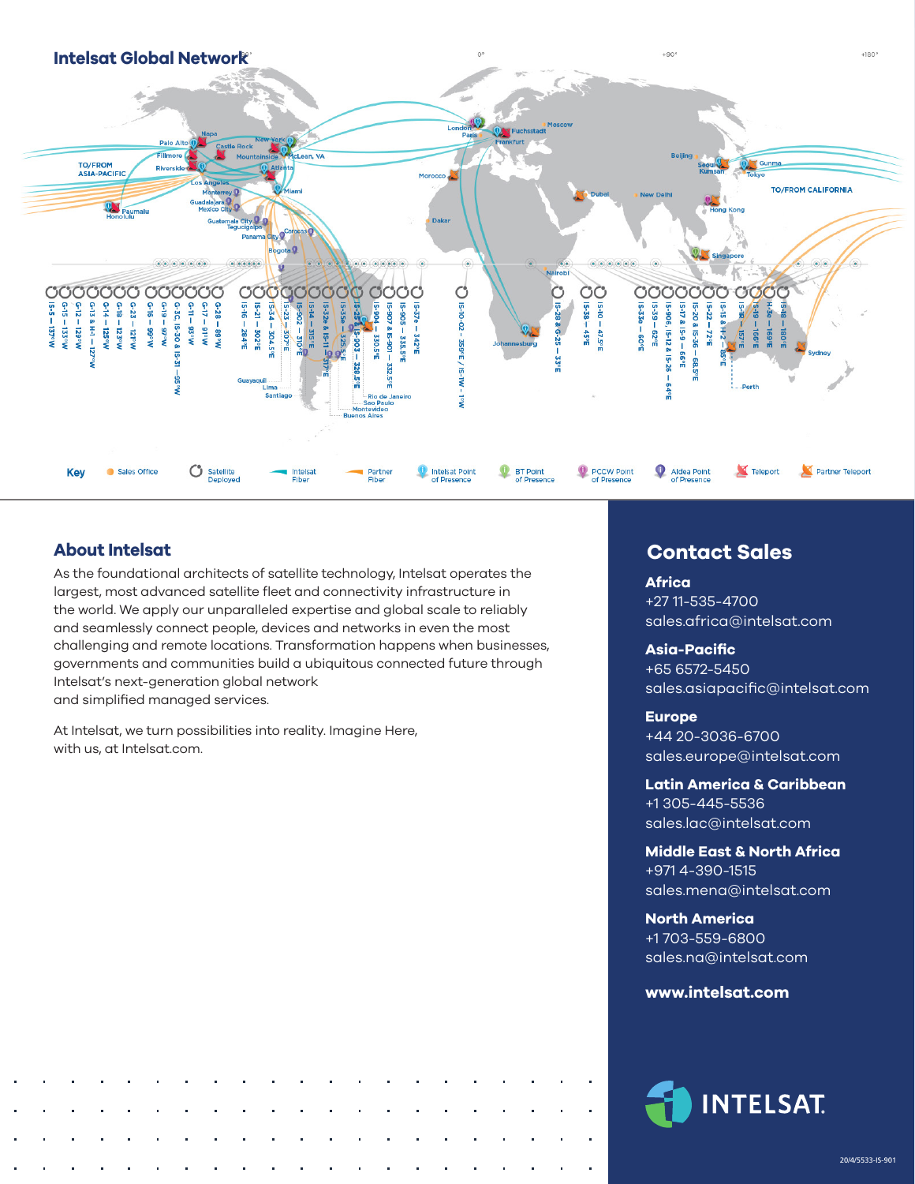## Intelsat Global Network

-90° 0° +90° +180°

TO/FROM ASIA-PACIFIC

TO/FROM CALIFORNIA

Palo Alto
Napa
Fillmore
Castle Rock
Riverside
New York
Mountainside
McLean, VA
Atlanta
Los Angeles
Monterrey
Miami
Guadalajara
Mexico City
Paumalu
Honolulu
Guatemala City
Tegucigalpa
Panama City
Caracas
Bogota
Guayaquil
Lima
Santiago
Rio de Janeiro
Sao Paulo
Montevideo
Buenos Aires
London
Paris
Fuchsstadt
Frankfurt
Moscow
Morocco
Dakar
Dubai
New Delhi
Nairobi
Johannesburg
Beijing
Seoul
Kumsan
Gunma
Tokyo
Hong Kong
Singapore
Perth
Sydney

IS-5 – 137°W
G-15 – 133°W
G-12 – 129°W
G-13 & H-1 – 127°W
G-14 – 125°W
G-18 – 123°W
G-23 – 121°W
G-16 – 99°W
G-19 – 97°W
G-3C, IS-30 & IS-31 – 95°W
G-11 – 93°W
G-17 – 91°W
G-28 – 89°W
IS-16 – 284°E
IS-21 – 302°E
IS-34 – 304.5°E
IS-23 – 307°E
IS-902 – 310°E
IS-14 – 315°E
IS-32e & IS-11 – 317°E
IS-35e – 325.5°E
IS-29e
IS-903 – 328.5°E
IS-904 – 330.5°E
IS-907 & IS-901 – 332.5°E
IS-905 – 335.5°E
IS-37e – 342°E
IS-10-02 – 359°E / IS-1W – 1°W
IS-28 & G-25 – 33°E
IS-38 – 45°E
IS-10 – 47.5°E
IS-33e – 60°E
IS-39 – 62°E
IS-906, IS-12 & IS-26 – 64°E
IS-17 & IS-9 – 66°E
IS-20 & IS-36 – 68.5°E
IS-22 – 72°E
IS-15 & H-2 – 85°E
IS-18 – 157°E
IS-19 – 166°E
H-3e – 169°E
IS-18 – 180°E

**Key**
Sales Office
Satellite Deployed
Intelsat Fiber
Partner Fiber
Intelsat Point of Presence
BT Point of Presence
PCCW Point of Presence
Aldea Point of Presence
Teleport
Partner Teleport

## About Intelsat

As the foundational architects of satellite technology, Intelsat operates the largest, most advanced satellite fleet and connectivity infrastructure in the world. We apply our unparalleled expertise and global scale to reliably and seamlessly connect people, devices and networks in even the most challenging and remote locations. Transformation happens when businesses, governments and communities build a ubiquitous connected future through Intelsat's next-generation global network and simplified managed services.

At Intelsat, we turn possibilities into reality. Imagine Here, with us, at Intelsat.com.

## Contact Sales

**Africa**
+27 11-535-4700
sales.africa@intelsat.com

**Asia-Pacific**
+65 6572-5450
sales.asiapacific@intelsat.com

**Europe**
+44 20-3036-6700
sales.europe@intelsat.com

**Latin America & Caribbean**
+1 305-445-5536
sales.lac@intelsat.com

**Middle East & North Africa**
+971 4-390-1515
sales.mena@intelsat.com

**North America**
+1 703-559-6800
sales.na@intelsat.com

**www.intelsat.com**

INTELSAT

20/4/5533-IS-901